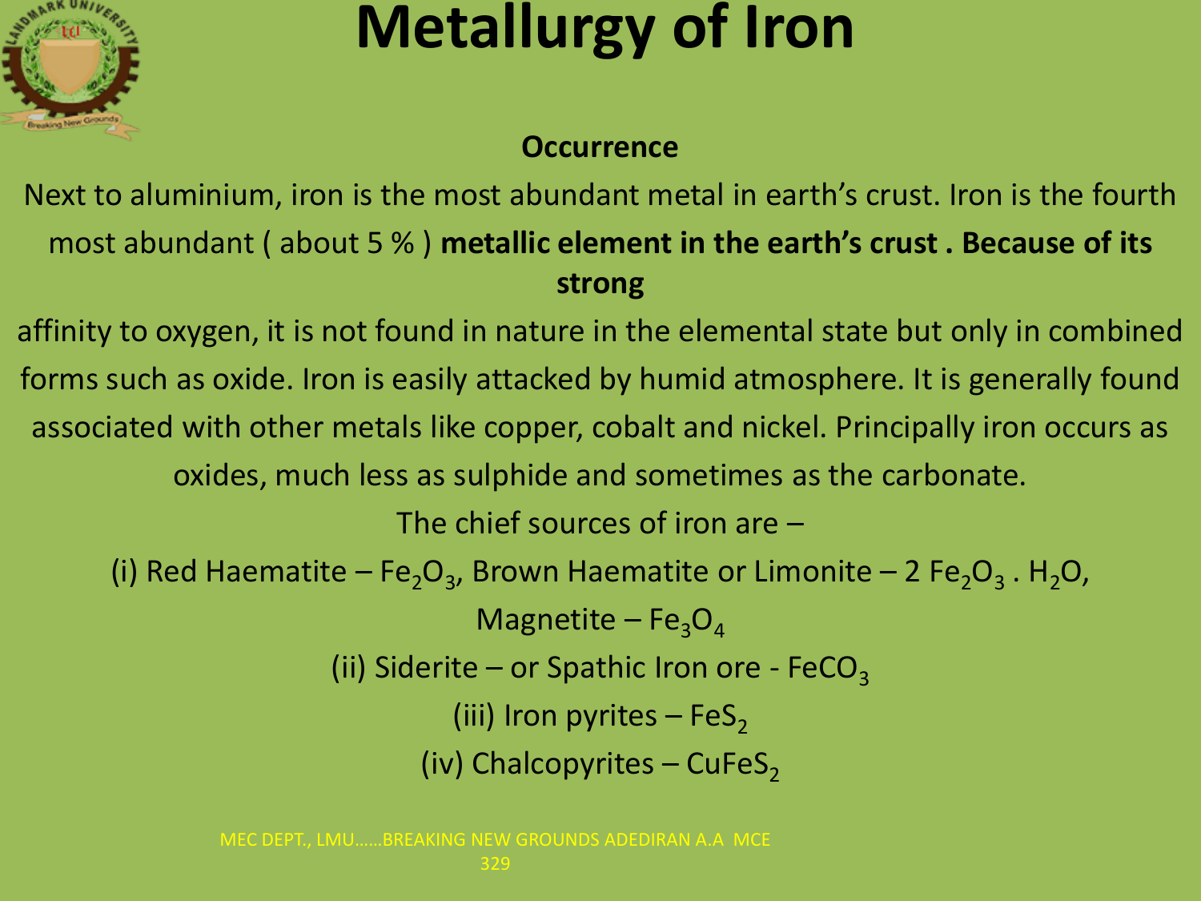# Metallurgy of Iron

### Occurrence

Next to aluminium, iron is the most abundant metal in earth's crust. Iron is the fourth most abundant ( about 5 % ) **metallic element in the earth's crust . Because of its strong** affinity to oxygen, it is not found in nature in the elemental state but only in combined forms such as oxide. Iron is easily attacked by humid atmosphere. It is generally found associated with other metals like copper, cobalt and nickel. Principally iron occurs as oxides, much less as sulphide and sometimes as the carbonate.

The chief sources of iron are –

(i) Red Haematite – $Fe_2O_3$, Brown Haematite or Limonite – $2\ Fe_2O_3 . H_2O$, Magnetite – $Fe_3O_4$

(ii) Siderite – or Spathic Iron ore - $FeCO_3$

(iii) Iron pyrites – $FeS_2$

(iv) Chalcopyrites – $CuFeS_2$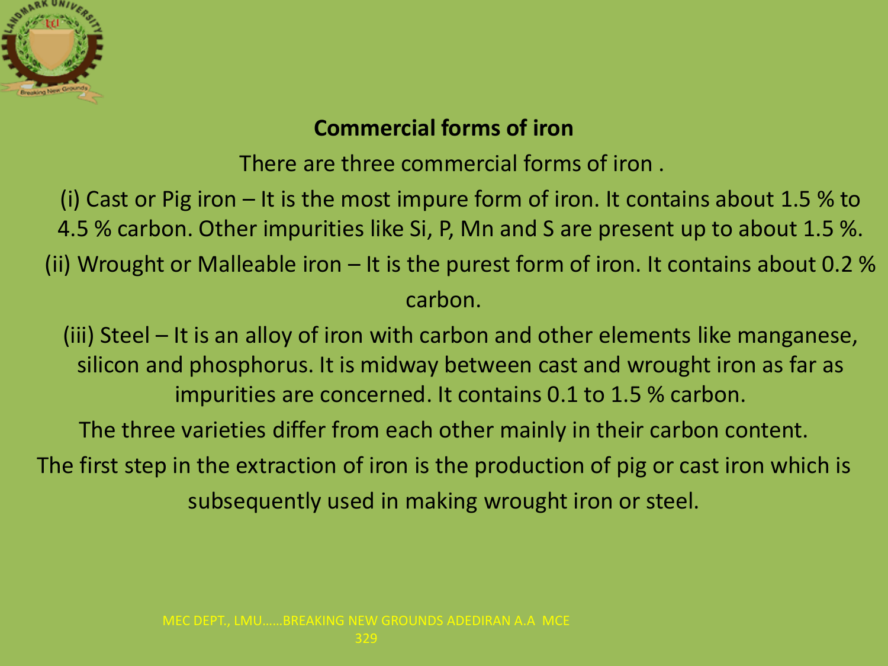## Commercial forms of iron

There are three commercial forms of iron .

(i) Cast or Pig iron – It is the most impure form of iron. It contains about 1.5 % to 4.5 % carbon. Other impurities like Si, P, Mn and S are present up to about 1.5 %.

(ii) Wrought or Malleable iron – It is the purest form of iron. It contains about 0.2 % carbon.

(iii) Steel – It is an alloy of iron with carbon and other elements like manganese, silicon and phosphorus. It is midway between cast and wrought iron as far as impurities are concerned. It contains 0.1 to 1.5 % carbon.

The three varieties differ from each other mainly in their carbon content.

The first step in the extraction of iron is the production of pig or cast iron which is subsequently used in making wrought iron or steel.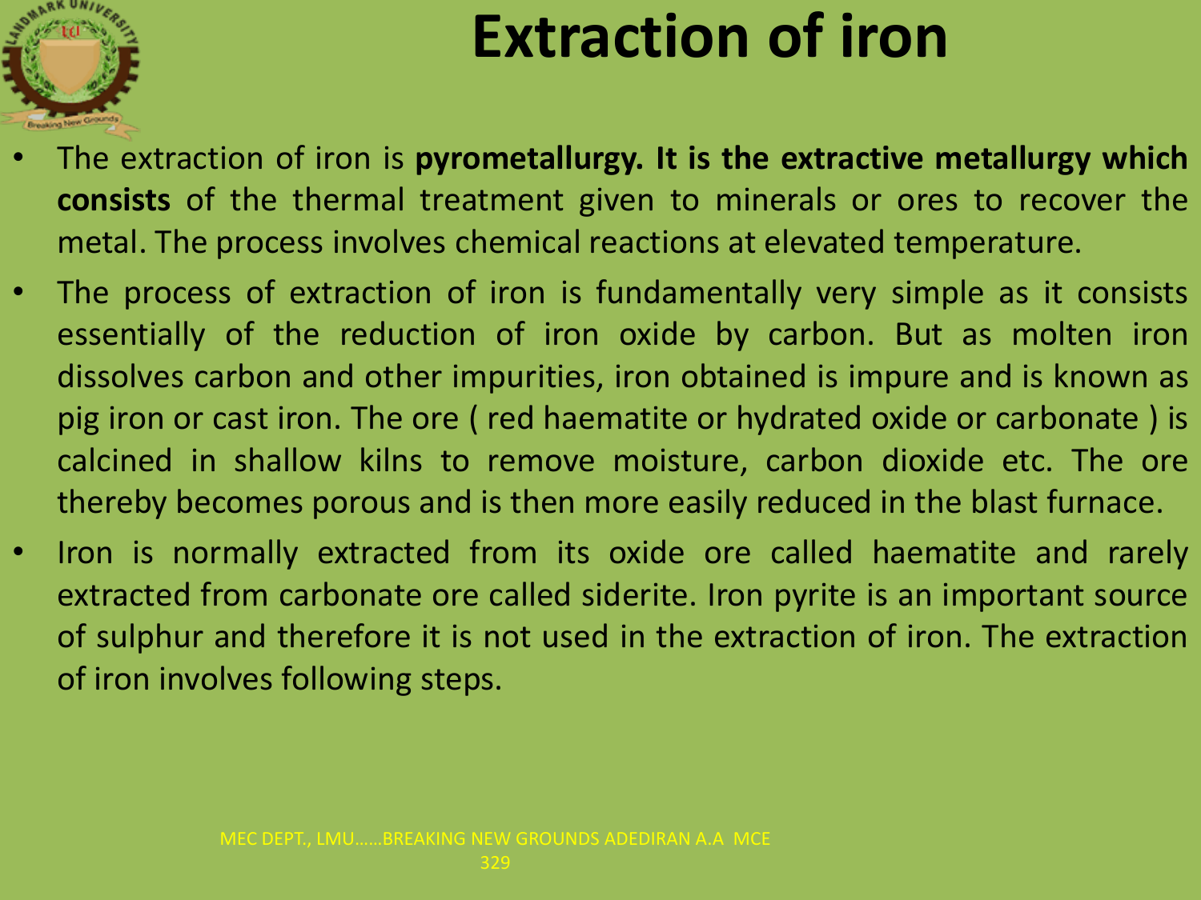# Extraction of iron

- The extraction of iron is **pyrometallurgy. It is the extractive metallurgy which consists** of the thermal treatment given to minerals or ores to recover the metal. The process involves chemical reactions at elevated temperature.
- The process of extraction of iron is fundamentally very simple as it consists essentially of the reduction of iron oxide by carbon. But as molten iron dissolves carbon and other impurities, iron obtained is impure and is known as pig iron or cast iron. The ore ( red haematite or hydrated oxide or carbonate ) is calcined in shallow kilns to remove moisture, carbon dioxide etc. The ore thereby becomes porous and is then more easily reduced in the blast furnace.
- Iron is normally extracted from its oxide ore called haematite and rarely extracted from carbonate ore called siderite. Iron pyrite is an important source of sulphur and therefore it is not used in the extraction of iron. The extraction of iron involves following steps.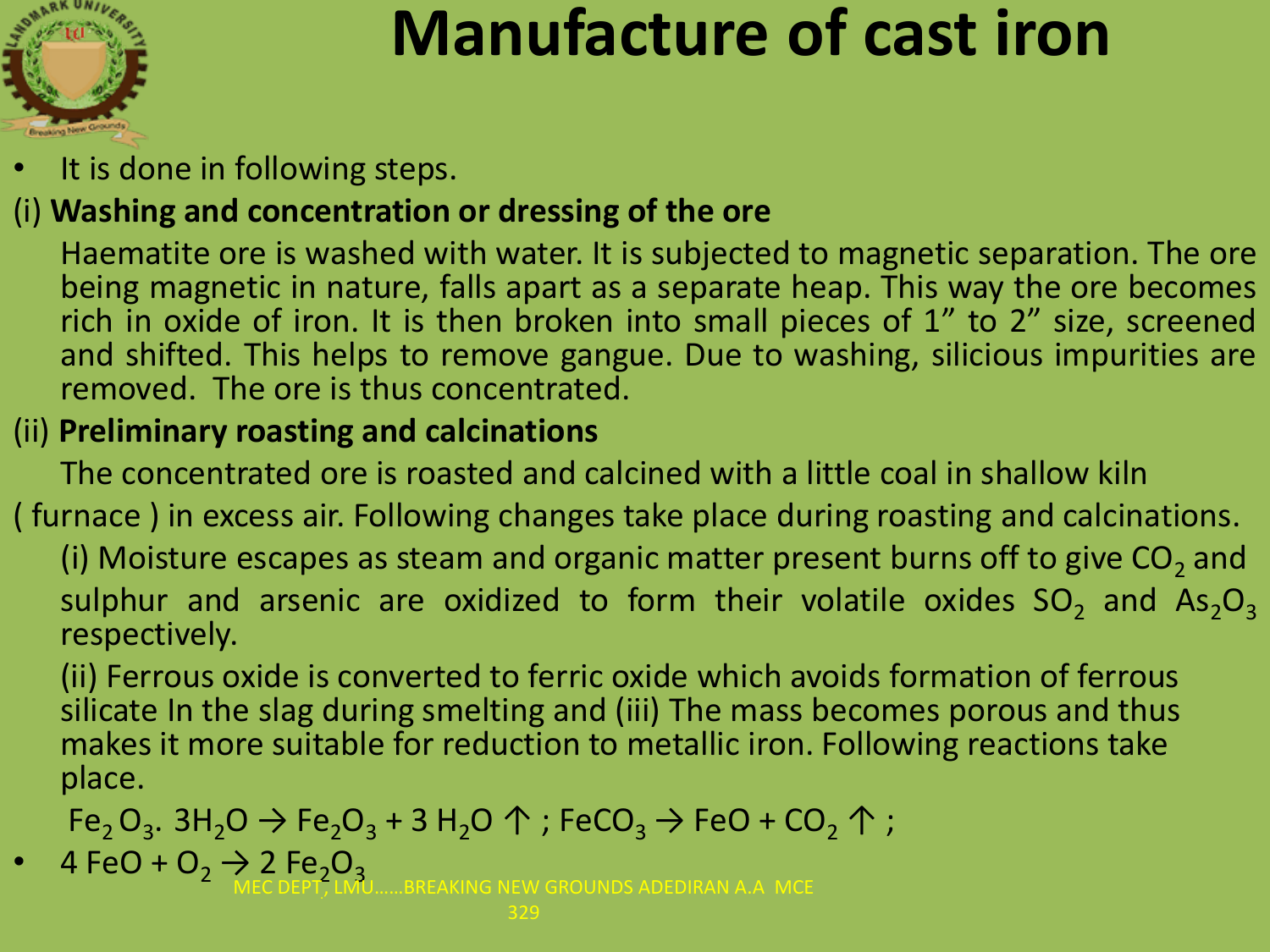# Manufacture of cast iron

- It is done in following steps.

(i) **Washing and concentration or dressing of the ore**

Haematite ore is washed with water. It is subjected to magnetic separation. The ore being magnetic in nature, falls apart as a separate heap. This way the ore becomes rich in oxide of iron. It is then broken into small pieces of 1” to 2” size, screened and shifted. This helps to remove gangue. Due to washing, silicious impurities are removed. The ore is thus concentrated.

(ii) **Preliminary roasting and calcinations**

The concentrated ore is roasted and calcined with a little coal in shallow kiln ( furnace ) in excess air. Following changes take place during roasting and calcinations.

(i) Moisture escapes as steam and organic matter present burns off to give $CO_2$ and sulphur and arsenic are oxidized to form their volatile oxides $SO_2$ and $As_2O_3$ respectively.

(ii) Ferrous oxide is converted to ferric oxide which avoids formation of ferrous silicate In the slag during smelting and (iii) The mass becomes porous and thus makes it more suitable for reduction to metallic iron. Following reactions take place.

$Fe_2O_3 . 3H_2O \rightarrow Fe_2O_3 + 3H_2O \uparrow$ ; $FeCO_3 \rightarrow FeO + CO_2 \uparrow$ ;

- $4FeO + O_2 \rightarrow 2Fe_2O_3$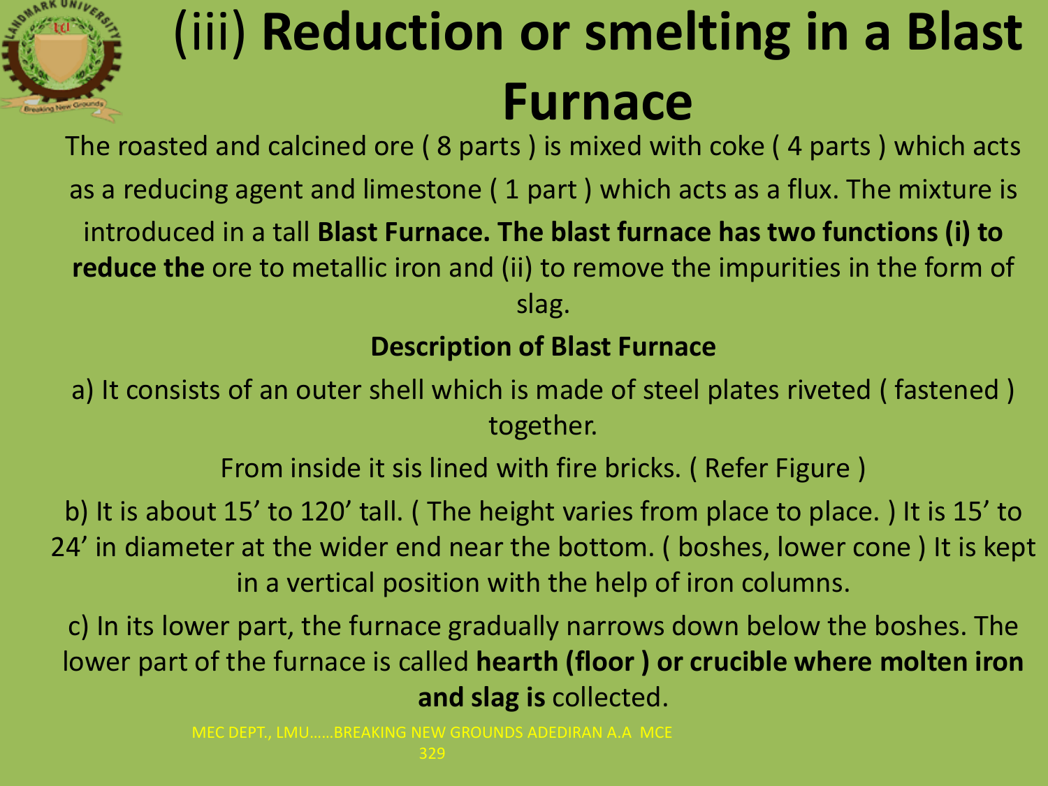# (iii) **Reduction or smelting in a Blast Furnace**

The roasted and calcined ore ( 8 parts ) is mixed with coke ( 4 parts ) which acts as a reducing agent and limestone ( 1 part ) which acts as a flux. The mixture is introduced in a tall **Blast Furnace. The blast furnace has two functions (i) to reduce the** ore to metallic iron and (ii) to remove the impurities in the form of slag.

**Description of Blast Furnace**

a) It consists of an outer shell which is made of steel plates riveted ( fastened ) together.

From inside it sis lined with fire bricks. ( Refer Figure )

b) It is about 15' to 120' tall. ( The height varies from place to place. ) It is 15' to 24' in diameter at the wider end near the bottom. ( boshes, lower cone ) It is kept in a vertical position with the help of iron columns.

c) In its lower part, the furnace gradually narrows down below the boshes. The lower part of the furnace is called **hearth (floor ) or crucible where molten iron and slag is** collected.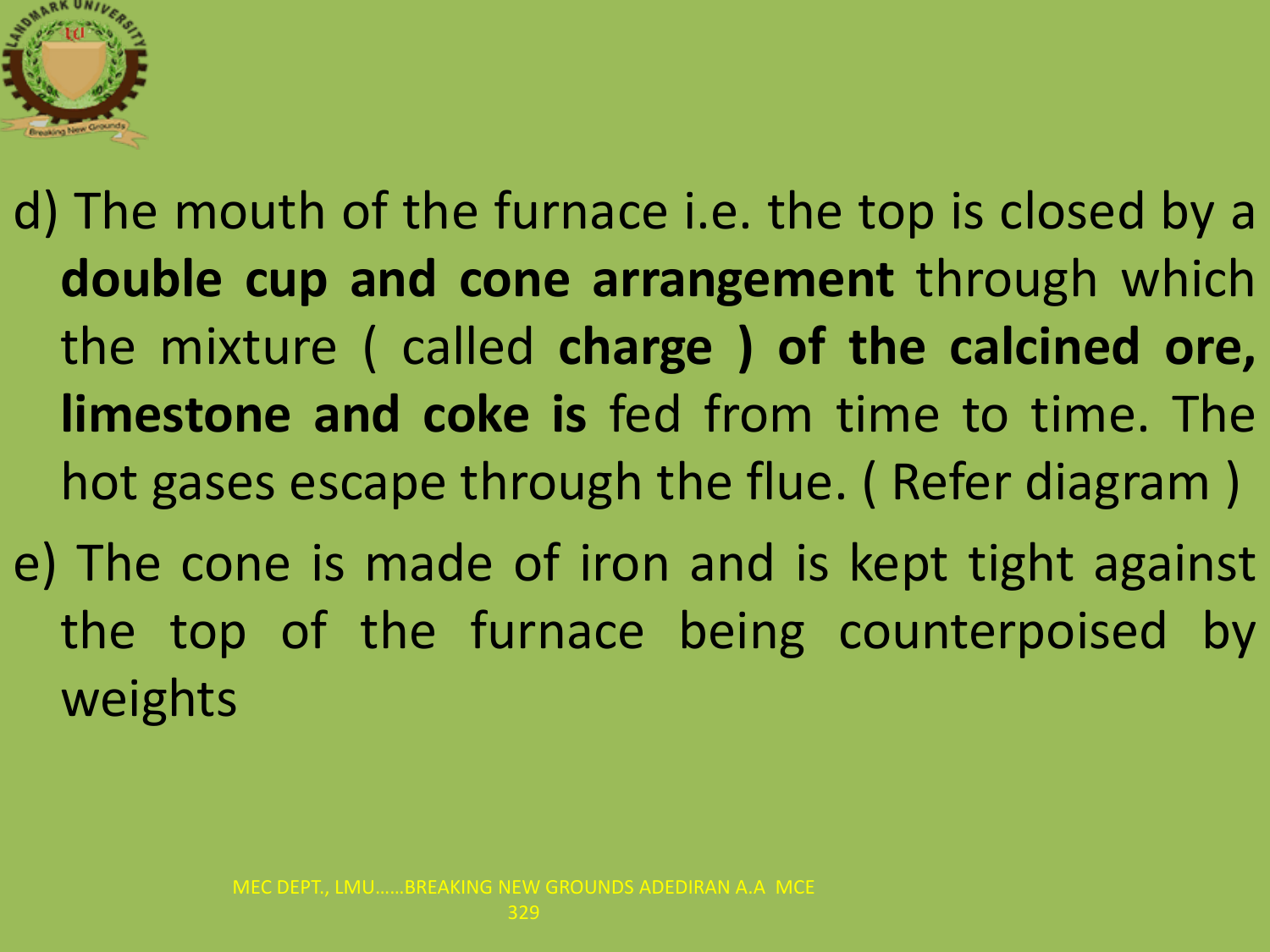d) The mouth of the furnace i.e. the top is closed by a **double cup and cone arrangement** through which the mixture ( called **charge ) of the calcined ore, limestone and coke is** fed from time to time. The hot gases escape through the flue. ( Refer diagram )

e) The cone is made of iron and is kept tight against the top of the furnace being counterpoised by weights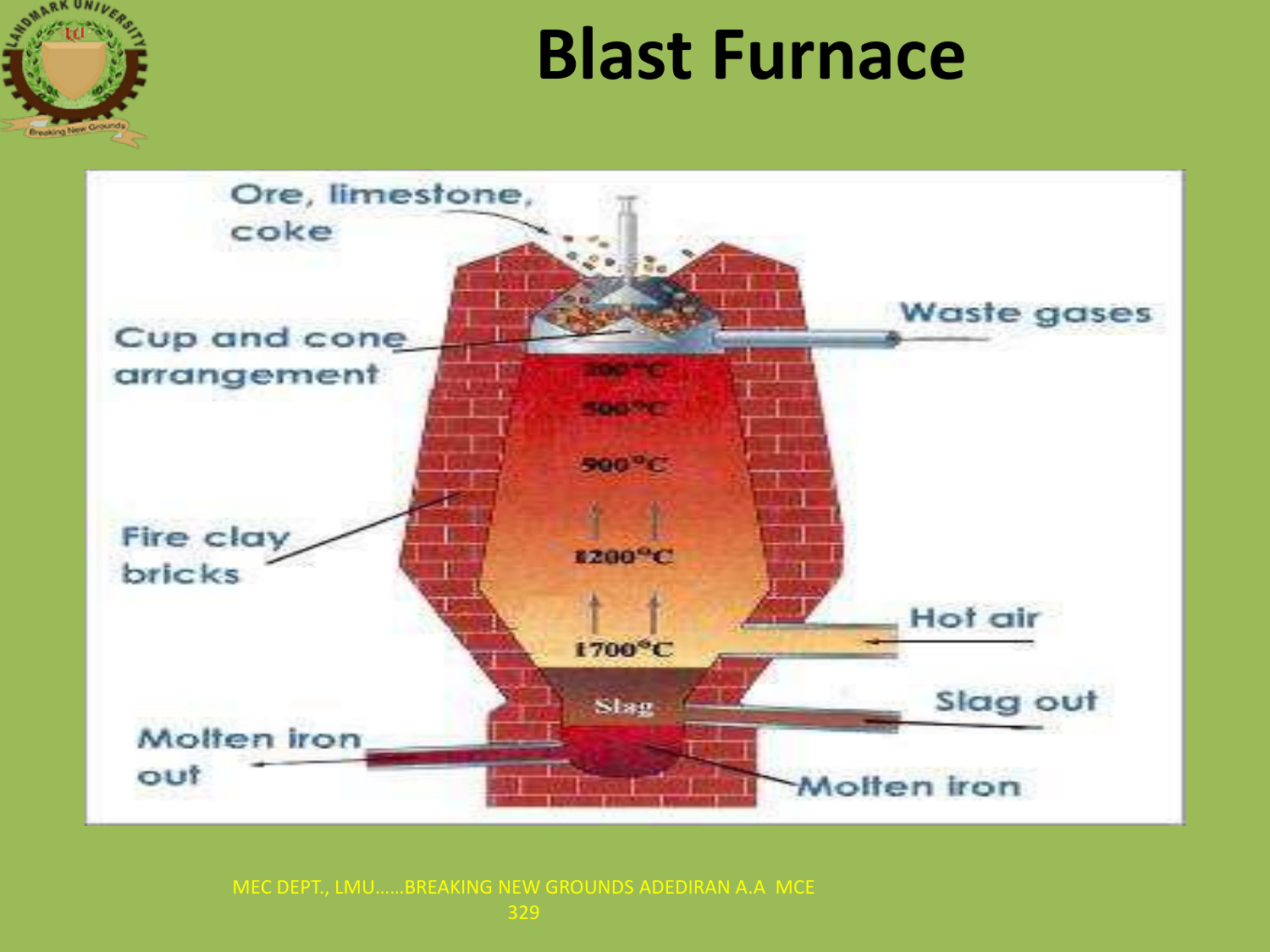# Blast Furnace

Ore, limestone, coke

Cup and cone arrangement

Waste gases

200°C

500°C

900°C

Fire clay bricks

1200°C

Hot air

1700°C

Slag

Slag out

Molten iron out

Molten iron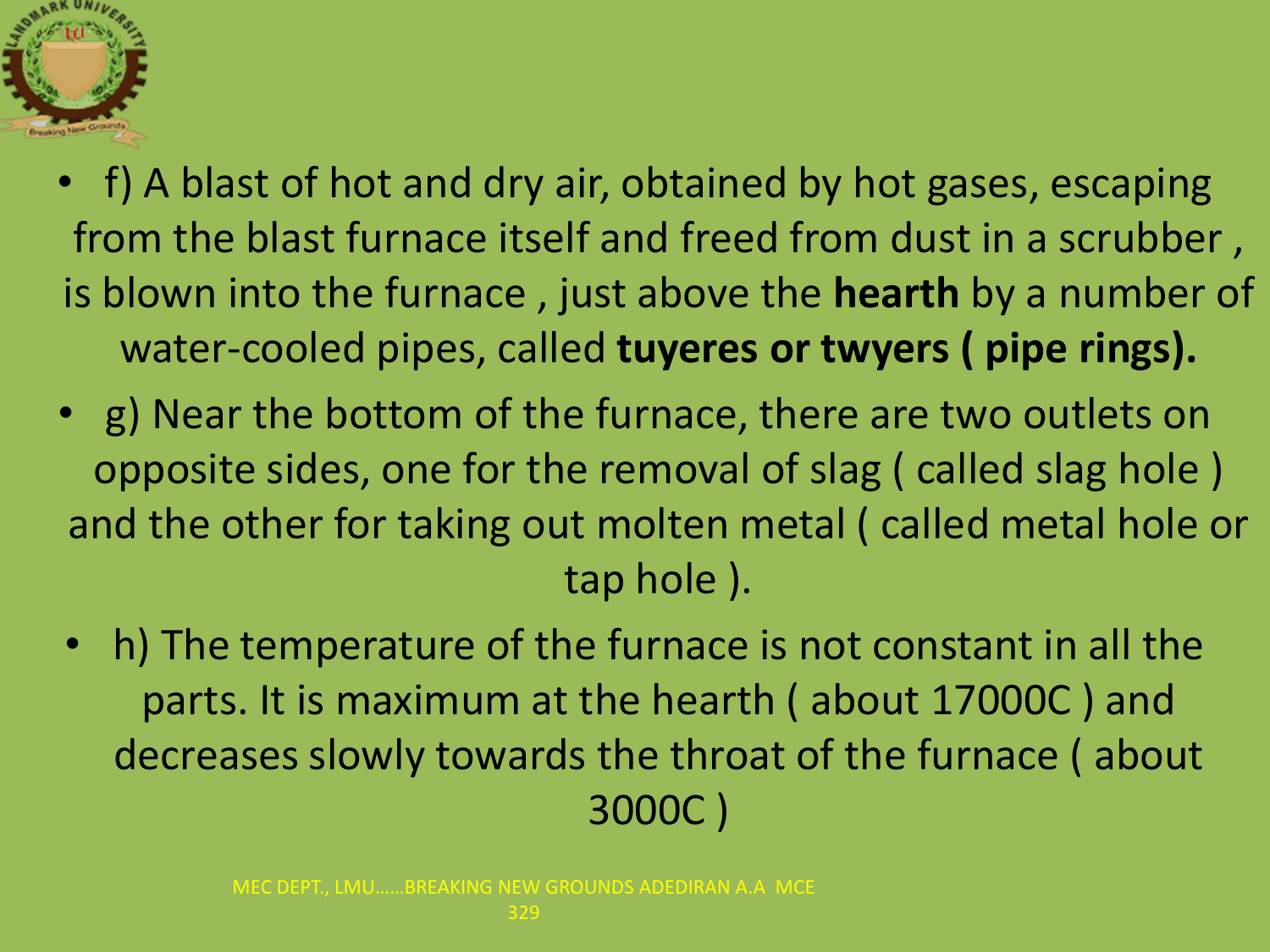- f) A blast of hot and dry air, obtained by hot gases, escaping from the blast furnace itself and freed from dust in a scrubber , is blown into the furnace , just above the **hearth** by a number of water-cooled pipes, called **tuyeres or twyers ( pipe rings).**
- g) Near the bottom of the furnace, there are two outlets on opposite sides, one for the removal of slag ( called slag hole ) and the other for taking out molten metal ( called metal hole or tap hole ).
- h) The temperature of the furnace is not constant in all the parts. It is maximum at the hearth ( about 17000C ) and decreases slowly towards the throat of the furnace ( about 3000C )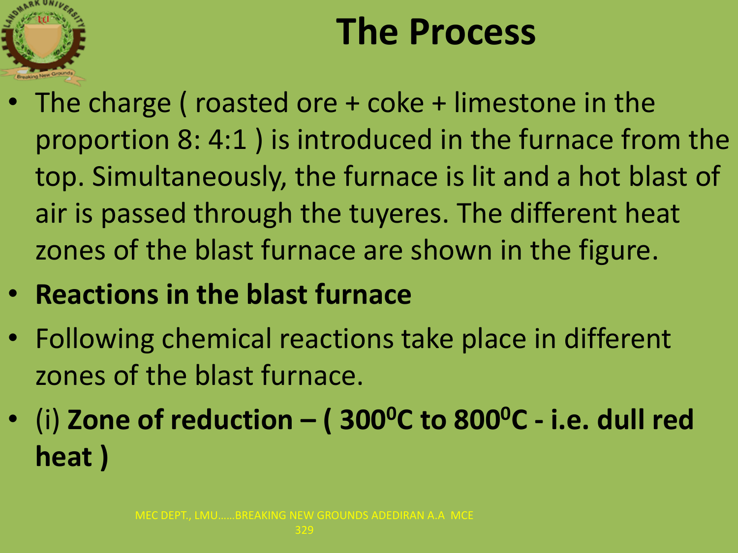# The Process

- The charge ( roasted ore + coke + limestone in the proportion 8: 4:1 ) is introduced in the furnace from the top. Simultaneously, the furnace is lit and a hot blast of air is passed through the tuyeres. The different heat zones of the blast furnace are shown in the figure.
- **Reactions in the blast furnace**
- Following chemical reactions take place in different zones of the blast furnace.
- (i) **Zone of reduction – ( $300^0$C to $800^0$C - i.e. dull red heat )**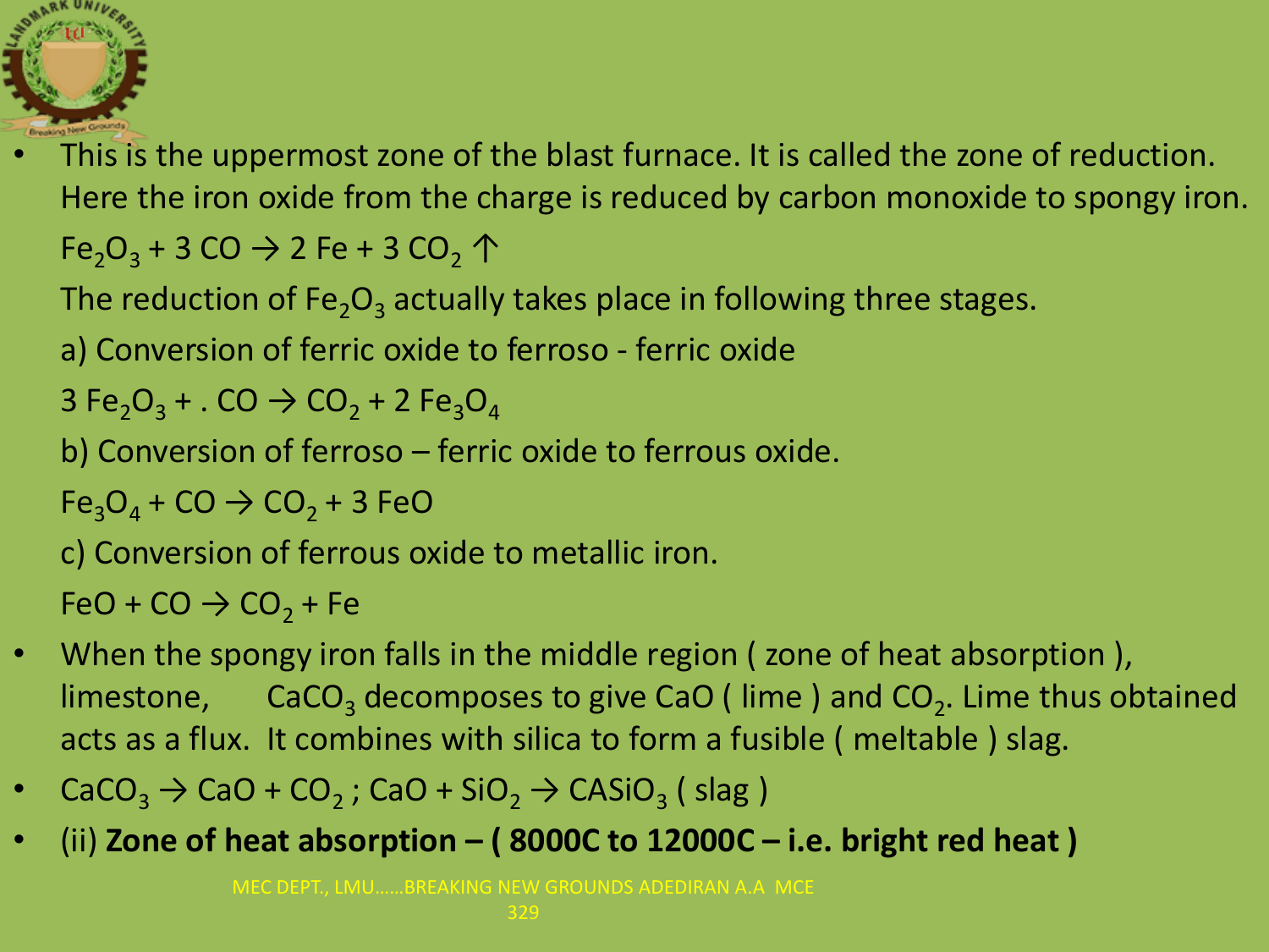- This is the uppermost zone of the blast furnace. It is called the zone of reduction. Here the iron oxide from the charge is reduced by carbon monoxide to spongy iron.

  $Fe_2O_3 + 3\ CO \rightarrow 2\ Fe + 3\ CO_2 \uparrow$

  The reduction of $Fe_2O_3$ actually takes place in following three stages.

  a) Conversion of ferric oxide to ferroso - ferric oxide

  $3\ Fe_2O_3 + .\ CO \rightarrow CO_2 + 2\ Fe_3O_4$

  b) Conversion of ferroso – ferric oxide to ferrous oxide.

  $Fe_3O_4 + CO \rightarrow CO_2 + 3\ FeO$

  c) Conversion of ferrous oxide to metallic iron.

  $FeO + CO \rightarrow CO_2 + Fe$

- When the spongy iron falls in the middle region ( zone of heat absorption ), limestone, $CaCO_3$ decomposes to give CaO ( lime ) and $CO_2$. Lime thus obtained acts as a flux. It combines with silica to form a fusible ( meltable ) slag.
- $CaCO_3 \rightarrow CaO + CO_2$ ; $CaO + SiO_2 \rightarrow CASiO_3$ ( slag )
- (ii) **Zone of heat absorption – ( 8000C to 12000C – i.e. bright red heat )**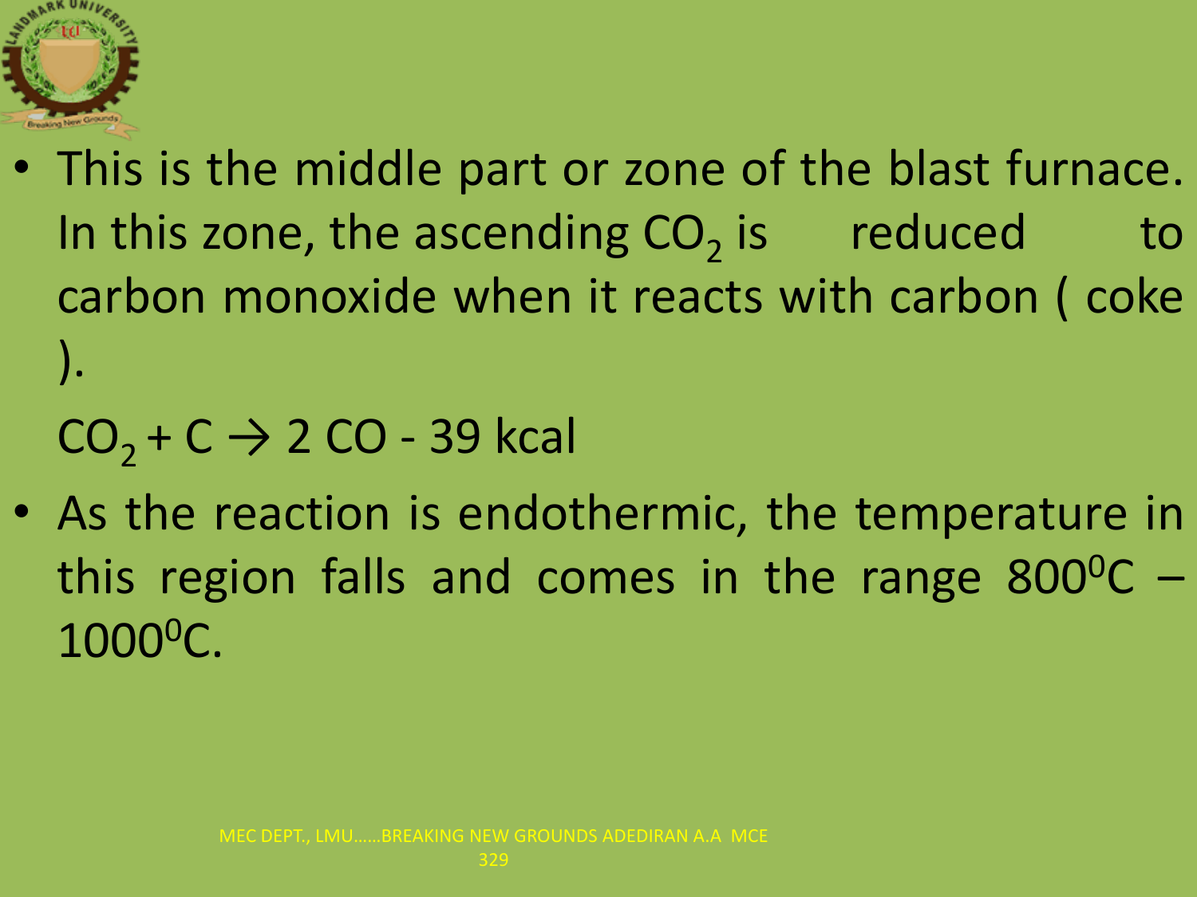- This is the middle part or zone of the blast furnace. In this zone, the ascending $CO_2$ is reduced to carbon monoxide when it reacts with carbon ( coke ).

  $CO_2 + C \rightarrow 2\ CO$ - 39 kcal

- As the reaction is endothermic, the temperature in this region falls and comes in the range $800^0C$ – $1000^0C$.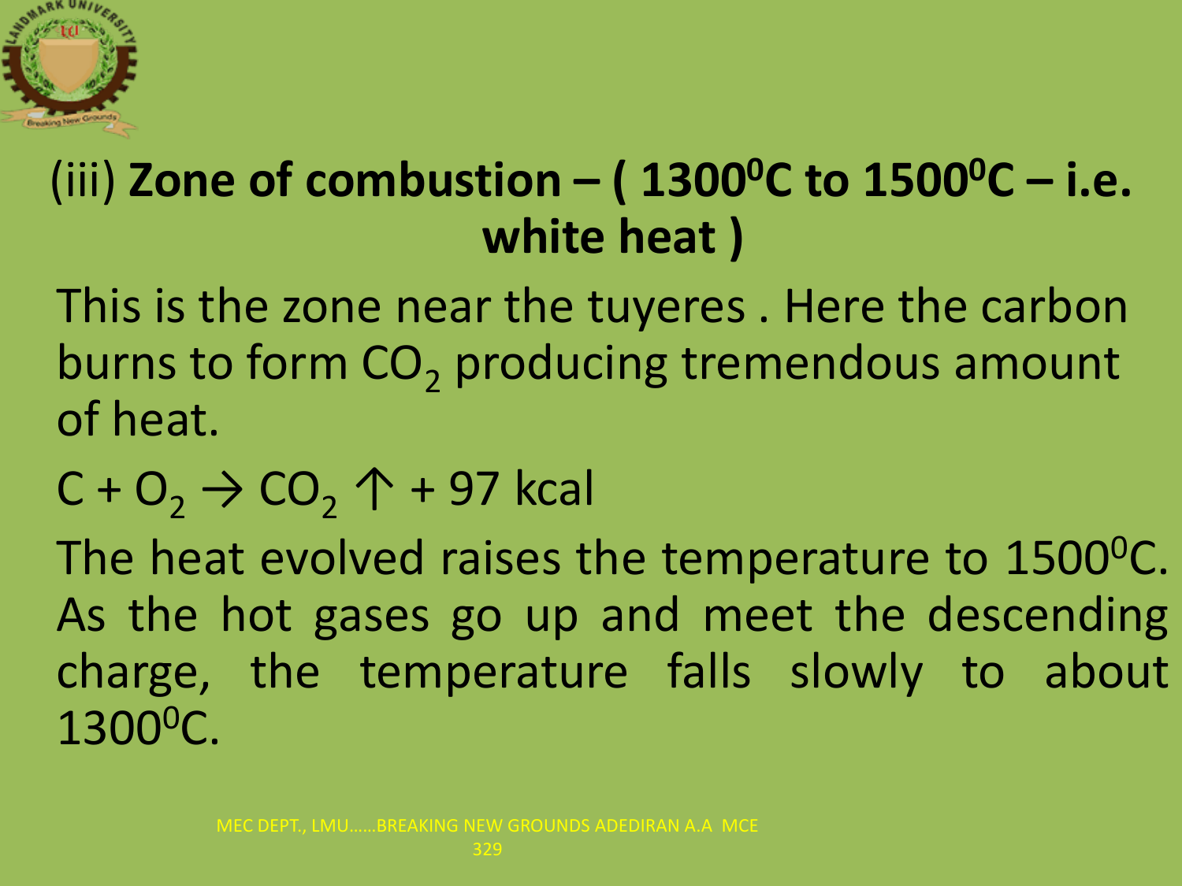## (iii) **Zone of combustion – ( 1300$^0$C to 1500$^0$C – i.e. white heat )**

This is the zone near the tuyeres . Here the carbon burns to form $CO_2$ producing tremendous amount of heat.

$$C + O_2 \rightarrow CO_2 \uparrow + 97 \text{ kcal}$$

The heat evolved raises the temperature to 1500$^0$C. As the hot gases go up and meet the descending charge, the temperature falls slowly to about 1300$^0$C.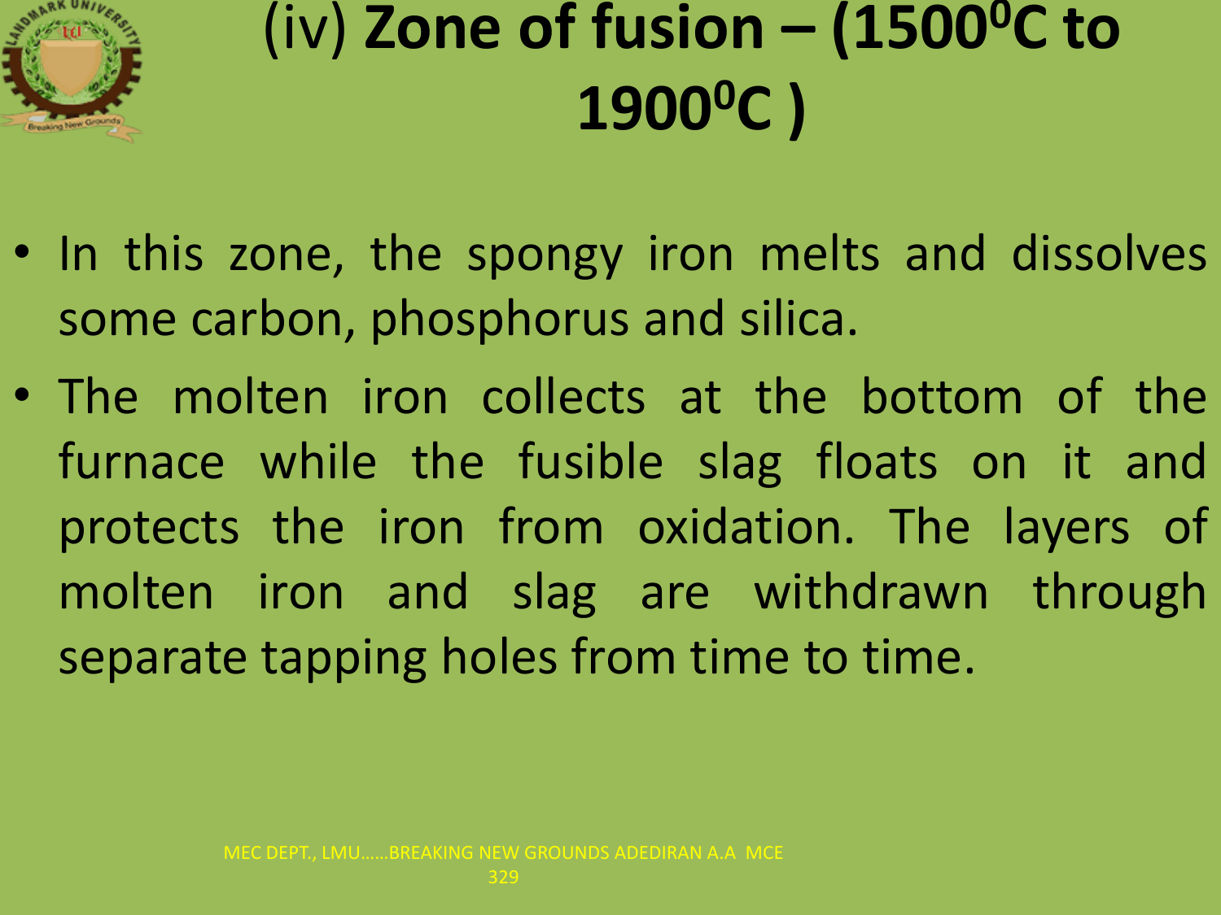# (iv) **Zone of fusion – (1500$^0$C to 1900$^0$C )**

- In this zone, the spongy iron melts and dissolves some carbon, phosphorus and silica.
- The molten iron collects at the bottom of the furnace while the fusible slag floats on it and protects the iron from oxidation. The layers of molten iron and slag are withdrawn through separate tapping holes from time to time.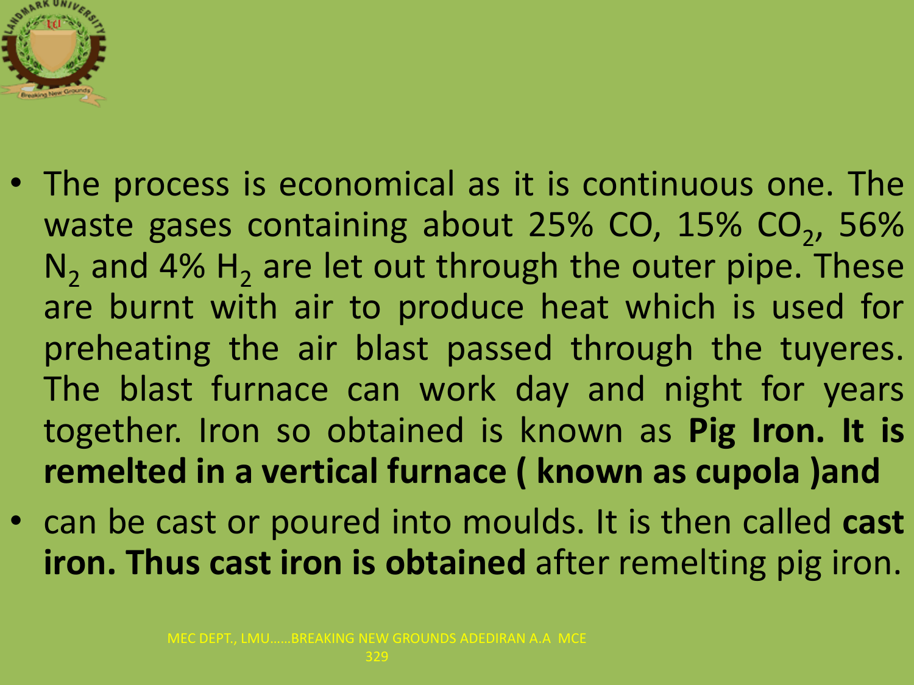- The process is economical as it is continuous one. The waste gases containing about 25% CO, 15% $CO_2$, 56% $N_2$ and 4% $H_2$ are let out through the outer pipe. These are burnt with air to produce heat which is used for preheating the air blast passed through the tuyeres. The blast furnace can work day and night for years together. Iron so obtained is known as **Pig Iron. It is remelted in a vertical furnace ( known as cupola )and**
- can be cast or poured into moulds. It is then called **cast iron. Thus cast iron is obtained** after remelting pig iron.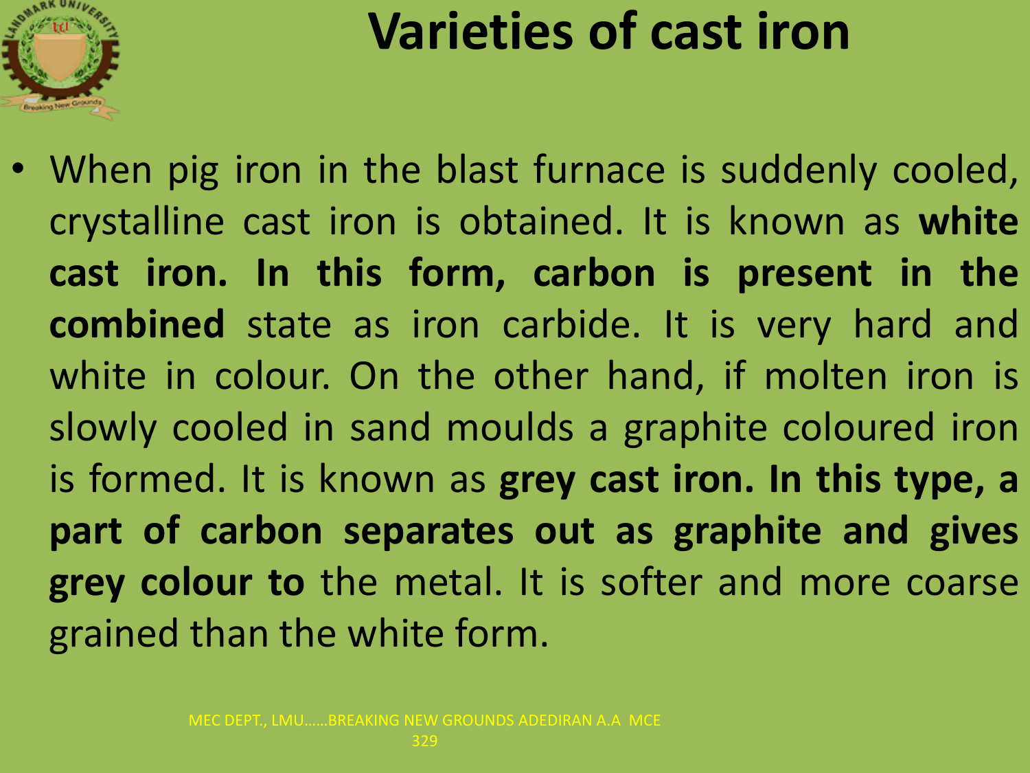# Varieties of cast iron

- When pig iron in the blast furnace is suddenly cooled, crystalline cast iron is obtained. It is known as **white cast iron. In this form, carbon is present in the combined** state as iron carbide. It is very hard and white in colour. On the other hand, if molten iron is slowly cooled in sand moulds a graphite coloured iron is formed. It is known as **grey cast iron. In this type, a part of carbon separates out as graphite and gives grey colour to** the metal. It is softer and more coarse grained than the white form.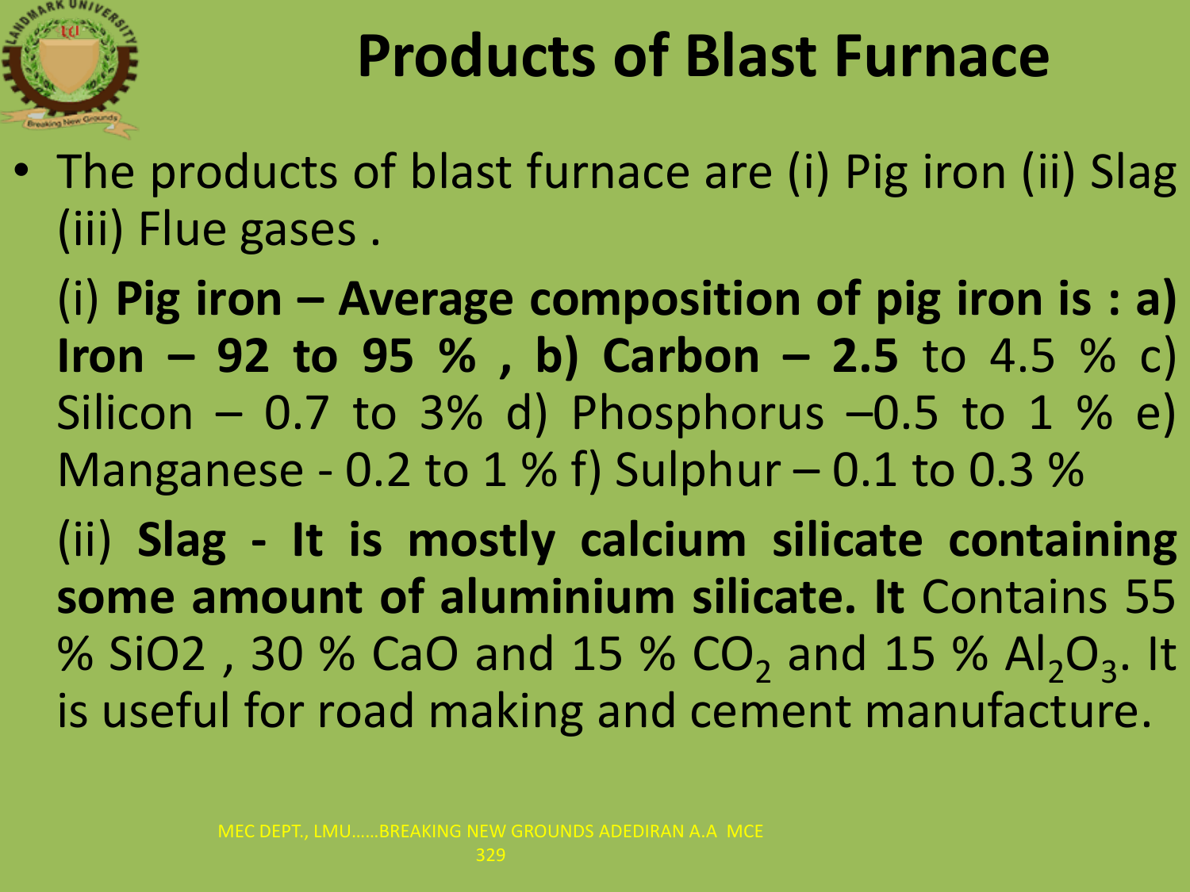# Products of Blast Furnace

- The products of blast furnace are (i) Pig iron (ii) Slag (iii) Flue gases .

  (i) **Pig iron – Average composition of pig iron is : a) Iron – 92 to 95 % , b) Carbon – 2.5** to 4.5 % c) Silicon – 0.7 to 3% d) Phosphorus –0.5 to 1 % e) Manganese - 0.2 to 1 % f) Sulphur – 0.1 to 0.3 %

  (ii) **Slag - It is mostly calcium silicate containing some amount of aluminium silicate. It** Contains 55 % SiO2 , 30 % CaO and 15 % $CO_2$ and 15 % $Al_2O_3$. It is useful for road making and cement manufacture.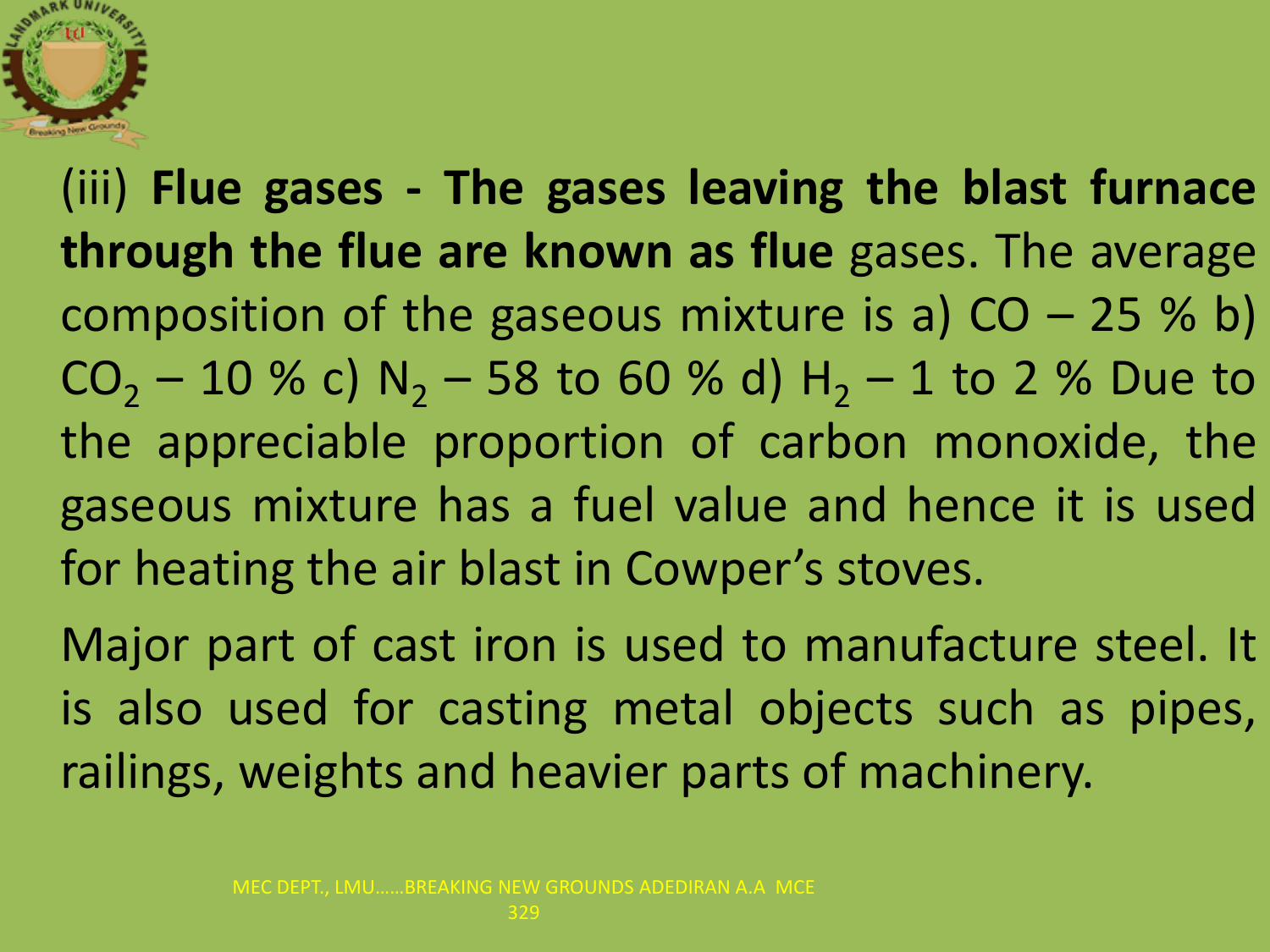(iii) **Flue gases - The gases leaving the blast furnace through the flue are known as flue** gases. The average composition of the gaseous mixture is a) CO – 25 % b) $CO_2$ – 10 % c) $N_2$ – 58 to 60 % d) $H_2$ – 1 to 2 % Due to the appreciable proportion of carbon monoxide, the gaseous mixture has a fuel value and hence it is used for heating the air blast in Cowper's stoves.

Major part of cast iron is used to manufacture steel. It is also used for casting metal objects such as pipes, railings, weights and heavier parts of machinery.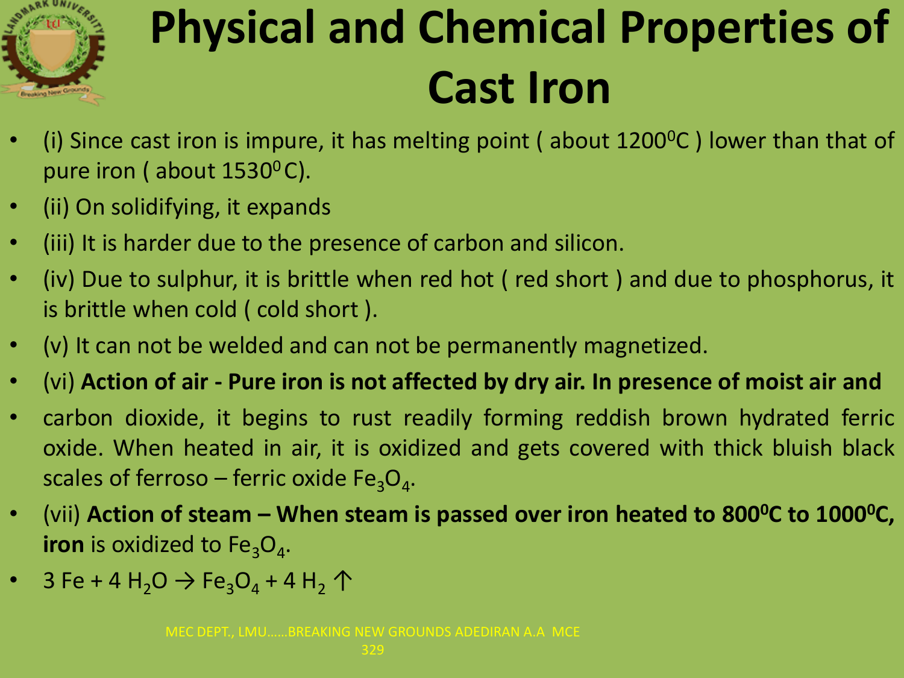# Physical and Chemical Properties of Cast Iron

- (i) Since cast iron is impure, it has melting point ( about $1200^0$C ) lower than that of pure iron ( about $1530^0$ C).
- (ii) On solidifying, it expands
- (iii) It is harder due to the presence of carbon and silicon.
- (iv) Due to sulphur, it is brittle when red hot ( red short ) and due to phosphorus, it is brittle when cold ( cold short ).
- (v) It can not be welded and can not be permanently magnetized.
- (vi) **Action of air - Pure iron is not affected by dry air. In presence of moist air and**
- carbon dioxide, it begins to rust readily forming reddish brown hydrated ferric oxide. When heated in air, it is oxidized and gets covered with thick bluish black scales of ferroso – ferric oxide $Fe_3O_4$.
- (vii) **Action of steam – When steam is passed over iron heated to $800^0$C to $1000^0$C, iron** is oxidized to $Fe_3O_4$.
- $3 Fe + 4 H_2O \rightarrow Fe_3O_4 + 4 H_2 \uparrow$